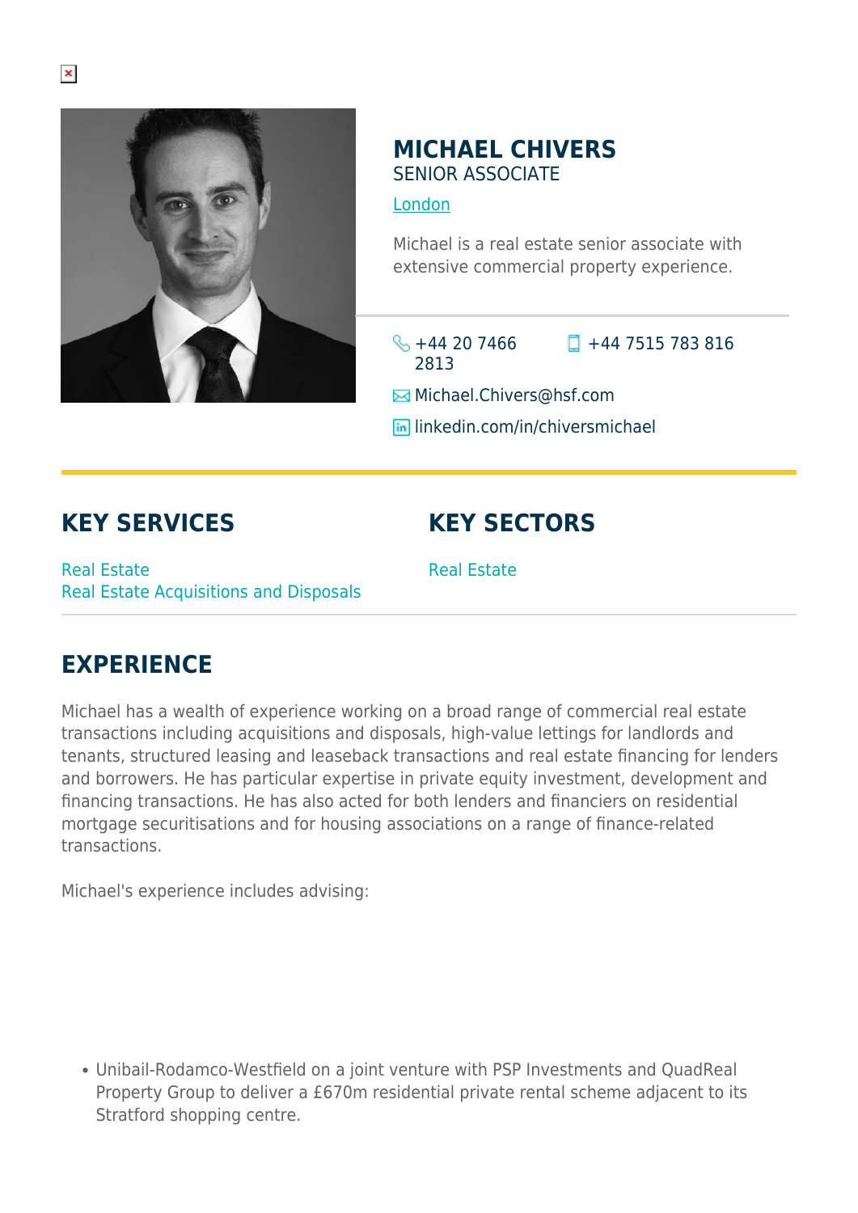# MICHAEL CHIVERS

SENIOR ASSOCIATE

London

Michael is a real estate senior associate with extensive commercial property experience.

+44 20 7466 2813

+44 7515 783 816

Michael.Chivers@hsf.com

linkedin.com/in/chiversmichael

## KEY SERVICES

Real Estate

Real Estate Acquisitions and Disposals

## KEY SECTORS

Real Estate

## EXPERIENCE

Michael has a wealth of experience working on a broad range of commercial real estate transactions including acquisitions and disposals, high-value lettings for landlords and tenants, structured leasing and leaseback transactions and real estate financing for lenders and borrowers. He has particular expertise in private equity investment, development and financing transactions. He has also acted for both lenders and financiers on residential mortgage securitisations and for housing associations on a range of finance-related transactions.

Michael's experience includes advising:

- Unibail-Rodamco-Westfield on a joint venture with PSP Investments and QuadReal Property Group to deliver a £670m residential private rental scheme adjacent to its Stratford shopping centre.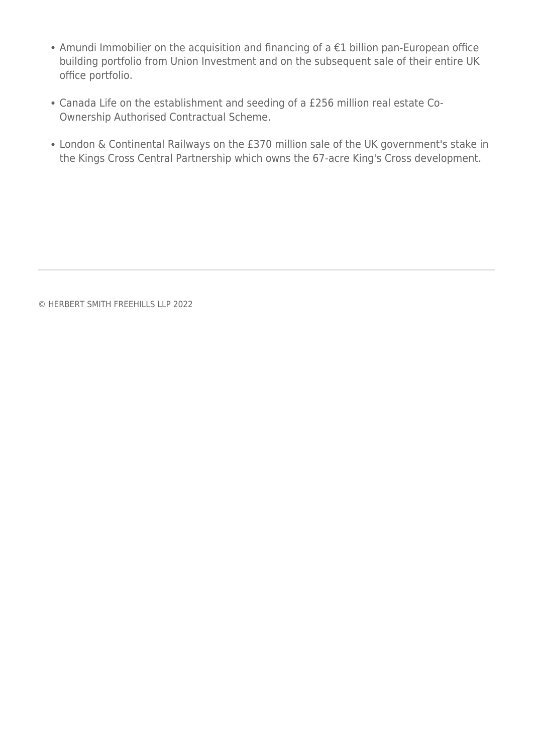- Amundi Immobilier on the acquisition and financing of a €1 billion pan-European office building portfolio from Union Investment and on the subsequent sale of their entire UK office portfolio.
- Canada Life on the establishment and seeding of a £256 million real estate Co-Ownership Authorised Contractual Scheme.
- London & Continental Railways on the £370 million sale of the UK government's stake in the Kings Cross Central Partnership which owns the 67-acre King's Cross development.

---

© HERBERT SMITH FREEHILLS LLP 2022